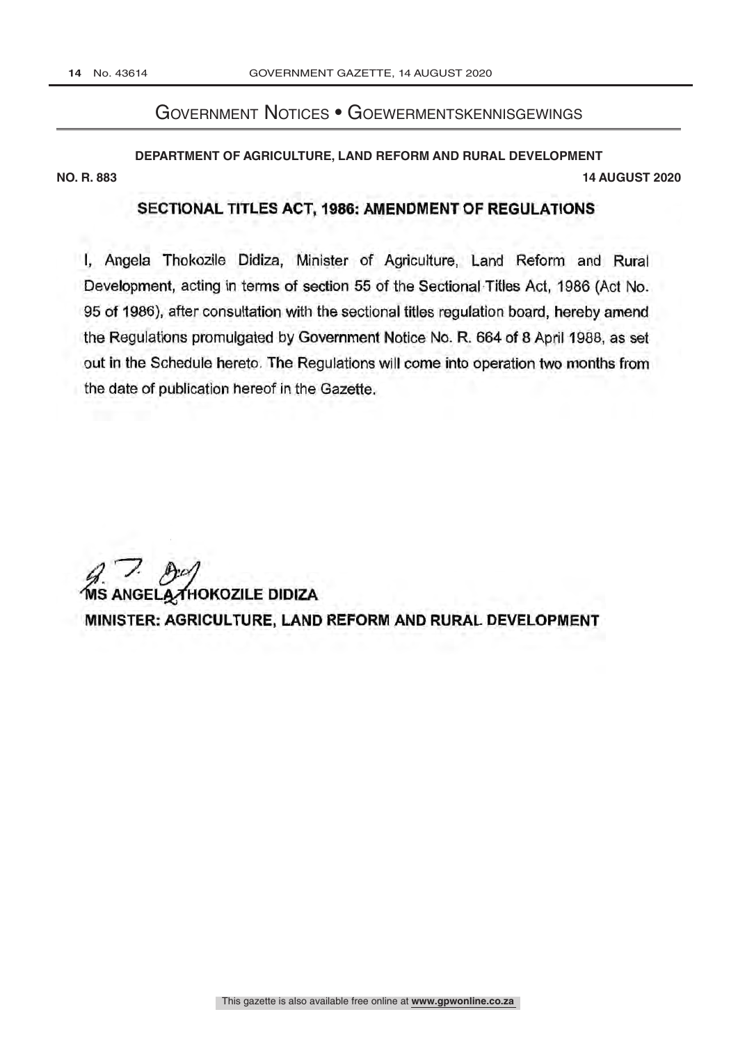# Government Notices • Goewermentskennisgewings

**DEPARTMENT OF AGRICULTURE, LAND REFORM AND RURAL DEVELOPMENT**

**NO. R. 883** **14 AUGUST 2020**

## SECTIONAL TITLES ACT, 1986: AMENDMENT OF REGULATIONS

I, Angela Thokozile Didiza, Minister of Agriculture, Land Reform and Rural Development, acting in terms of section 55 of the Sectional Titles Act, 1986 (Act No. 95 of 1986), after consultation with the sectional titles regulation board, hereby amend the Regulations promulgated by Government Notice No. R. 664 of 8 April 1988, as set out in the Schedule hereto. The Regulations will come into operation two months from the date of publication hereof in the Gazette.

**MS ANGELA THOKOZILE DIDIZA**
**MINISTER: AGRICULTURE, LAND REFORM AND RURAL DEVELOPMENT**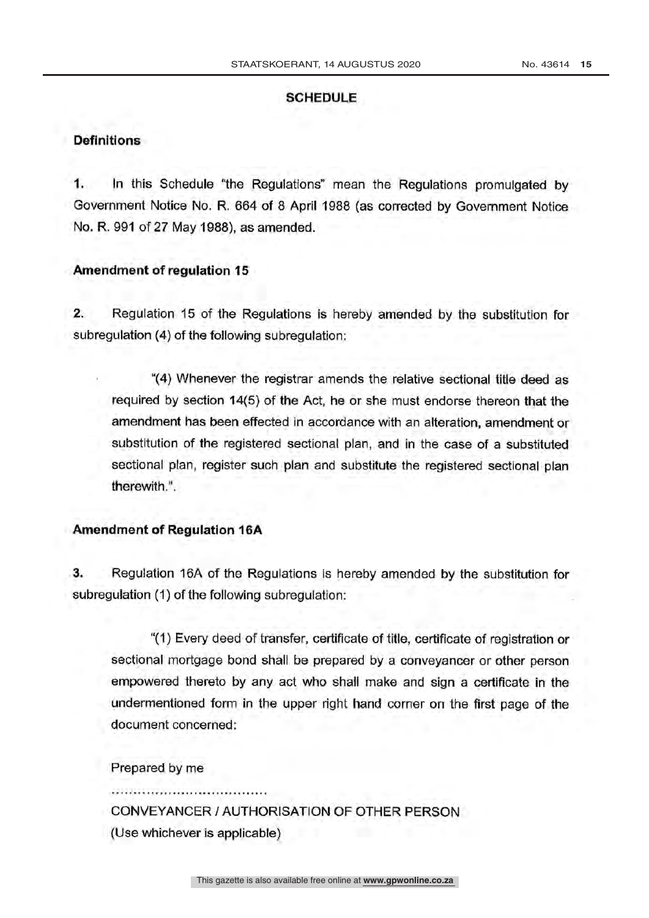## SCHEDULE

### Definitions

1. In this Schedule "the Regulations" mean the Regulations promulgated by Government Notice No. R. 664 of 8 April 1988 (as corrected by Government Notice No. R. 991 of 27 May 1988), as amended.

### Amendment of regulation 15

2. Regulation 15 of the Regulations is hereby amended by the substitution for subregulation (4) of the following subregulation:

> "(4) Whenever the registrar amends the relative sectional title deed as required by section 14(5) of the Act, he or she must endorse thereon that the amendment has been effected in accordance with an alteration, amendment or substitution of the registered sectional plan, and in the case of a substituted sectional plan, register such plan and substitute the registered sectional plan therewith.".

### Amendment of Regulation 16A

3. Regulation 16A of the Regulations is hereby amended by the substitution for subregulation (1) of the following subregulation:

> "(1) Every deed of transfer, certificate of title, certificate of registration or sectional mortgage bond shall be prepared by a conveyancer or other person empowered thereto by any act who shall make and sign a certificate in the undermentioned form in the upper right hand corner on the first page of the document concerned:
>
> Prepared by me
>
> ....................................
>
> CONVEYANCER / AUTHORISATION OF OTHER PERSON
>
> (Use whichever is applicable)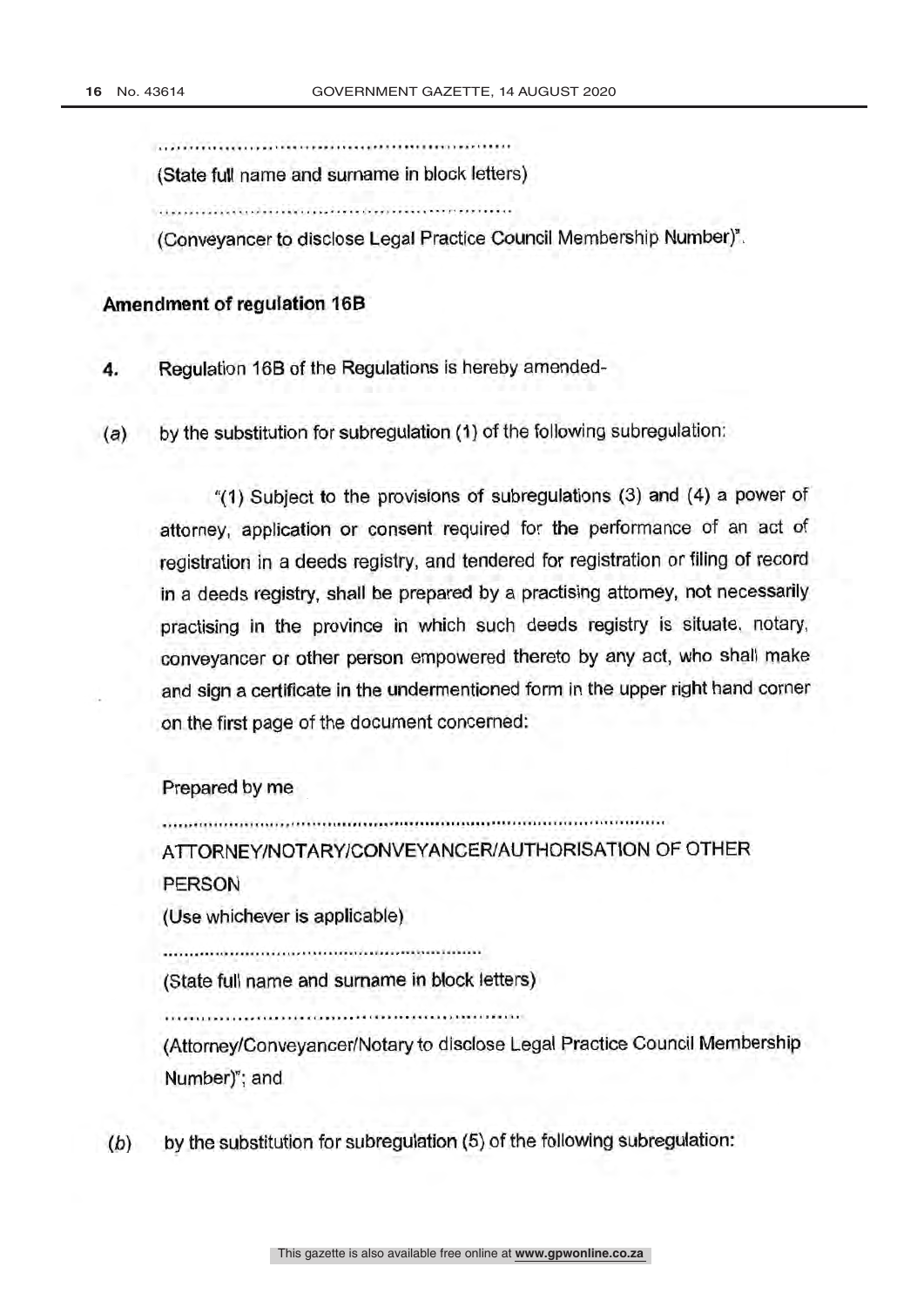.............................................................

(State full name and surname in block letters)

.............................................................

(Conveyancer to disclose Legal Practice Council Membership Number)".

**Amendment of regulation 16B**

**4.** Regulation 16B of the Regulations is hereby amended-

(*a*) by the substitution for subregulation (1) of the following subregulation:

"(1) Subject to the provisions of subregulations (3) and (4) a power of attorney, application or consent required for the performance of an act of registration in a deeds registry, and tendered for registration or filing of record in a deeds registry, shall be prepared by a practising attorney, not necessarily practising in the province in which such deeds registry is situate, notary, conveyancer or other person empowered thereto by any act, who shall make and sign a certificate in the undermentioned form in the upper right hand corner on the first page of the document concerned:

Prepared by me

..............................................................................................

ATTORNEY/NOTARY/CONVEYANCER/AUTHORISATION OF OTHER PERSON

(Use whichever is applicable)

.............................................................

(State full name and surname in block letters)

.............................................................

(Attorney/Conveyancer/Notary to disclose Legal Practice Council Membership Number)"; and

(*b*) by the substitution for subregulation (5) of the following subregulation: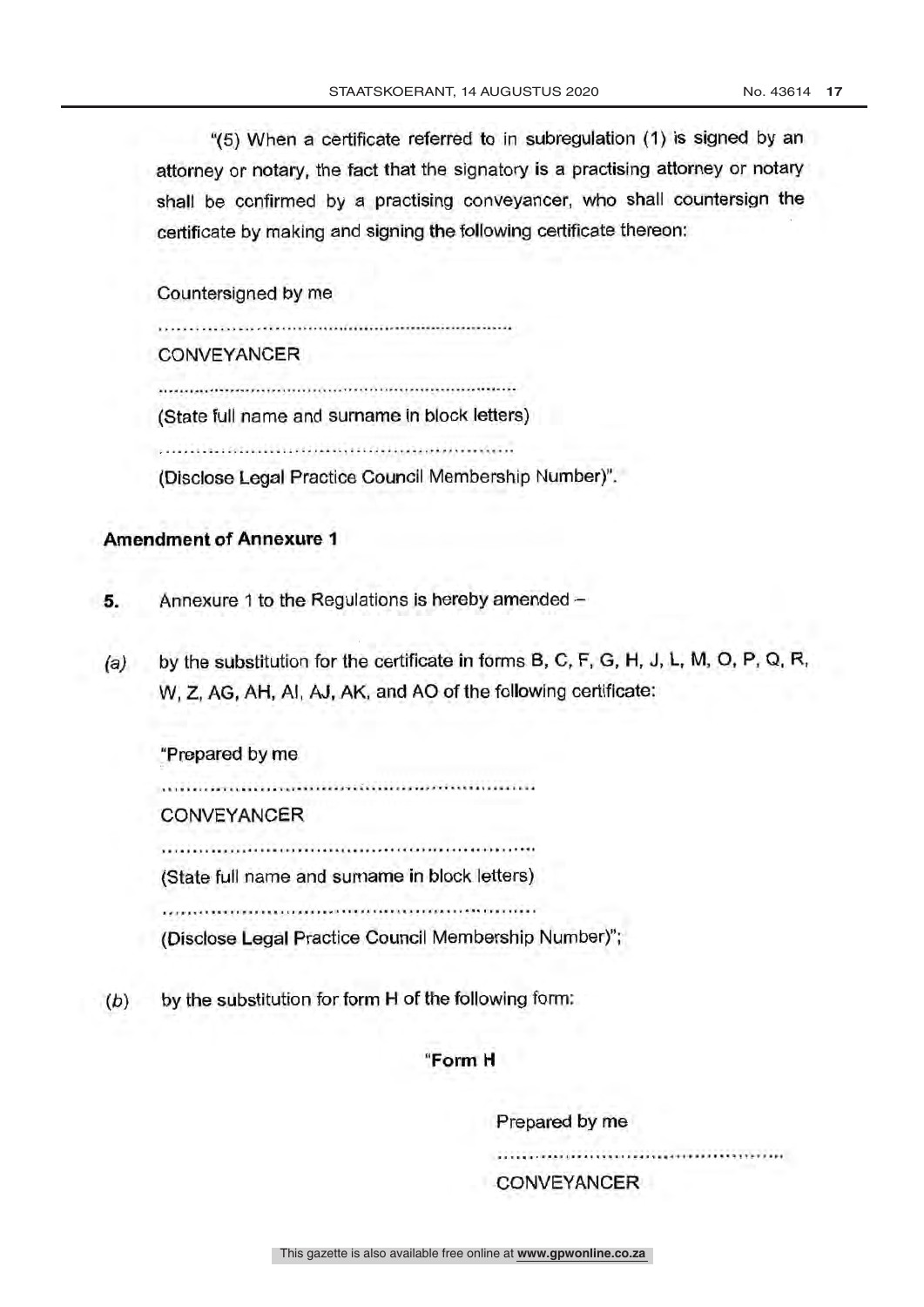"(5) When a certificate referred to in subregulation (1) is signed by an attorney or notary, the fact that the signatory is a practising attorney or notary shall be confirmed by a practising conveyancer, who shall countersign the certificate by making and signing the following certificate thereon:

Countersigned by me

..................................................................

CONVEYANCER

..................................................................

(State full name and surname in block letters)

..................................................................

(Disclose Legal Practice Council Membership Number)".

**Amendment of Annexure 1**

**5.** Annexure 1 to the Regulations is hereby amended –

*(a)* by the substitution for the certificate in forms B, C, F, G, H, J, L, M, O, P, Q, R, W, Z, AG, AH, AI, AJ, AK, and AO of the following certificate:

"Prepared by me

..................................................................

CONVEYANCER

..................................................................

(State full name and surname in block letters)

..................................................................

(Disclose Legal Practice Council Membership Number)";

*(b)* by the substitution for form H of the following form:

**"Form H**

Prepared by me

..................................................

CONVEYANCER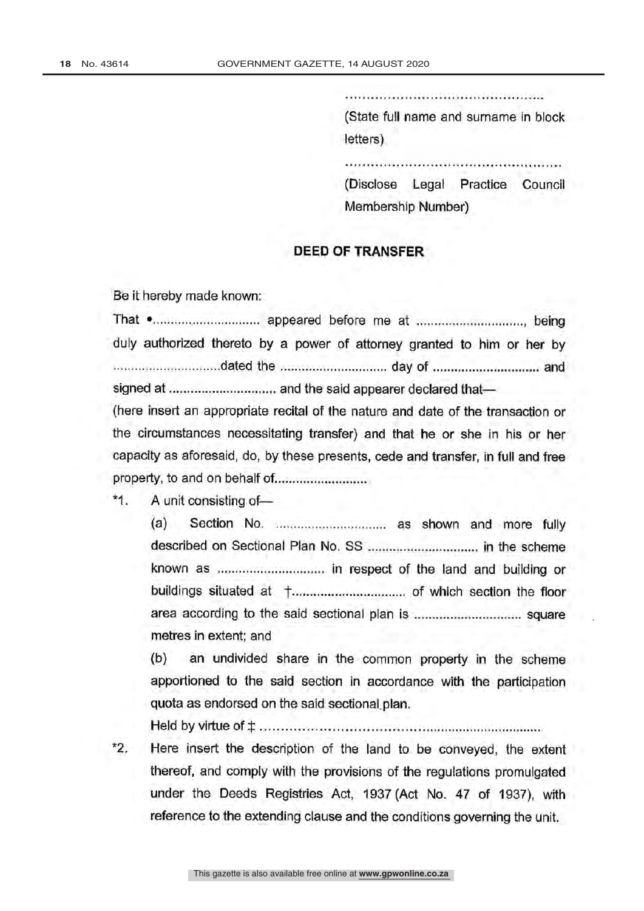..............................................

(State full name and surname in block letters)

..................................................

(Disclose Legal Practice Council Membership Number)

## DEED OF TRANSFER

Be it hereby made known:

That •.............................. appeared before me at .............................., being duly authorized thereto by a power of attorney granted to him or her by ..............................dated the .............................. day of .............................. and signed at .............................. and the said appearer declared that—

(here insert an appropriate recital of the nature and date of the transaction or the circumstances necessitating transfer) and that he or she in his or her capacity as aforesaid, do, by these presents, cede and transfer, in full and free property, to and on behalf of..........................

*1. A unit consisting of—

(a) Section No. .............................. as shown and more fully described on Sectional Plan No. SS .............................. in the scheme known as .............................. in respect of the land and building or buildings situated at †.............................. of which section the floor area according to the said sectional plan is .............................. square metres in extent; and

(b) an undivided share in the common property in the scheme apportioned to the said section in accordance with the participation quota as endorsed on the said sectional plan.

Held by virtue of ‡ ......................................................................

*2. Here insert the description of the land to be conveyed, the extent thereof, and comply with the provisions of the regulations promulgated under the Deeds Registries Act, 1937 (Act No. 47 of 1937), with reference to the extending clause and the conditions governing the unit.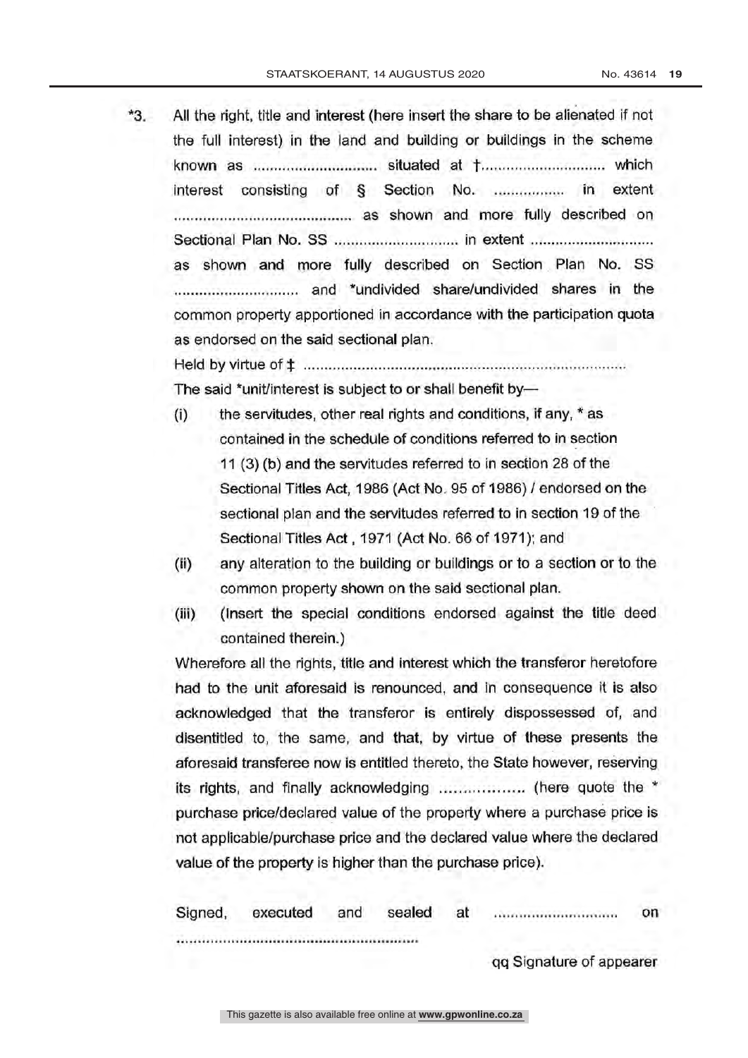*3. All the right, title and interest (here insert the share to be alienated if not the full interest) in the land and building or buildings in the scheme known as .............................. situated at †.............................. which interest consisting of § Section No. ................. in extent .......................................... as shown and more fully described on Sectional Plan No. SS .............................. in extent .............................. as shown and more fully described on Section Plan No. SS .............................. and *undivided share/undivided shares in the common property apportioned in accordance with the participation quota as endorsed on the said sectional plan.

Held by virtue of ‡ ..............................................................................

The said *unit/interest is subject to or shall benefit by—

(i) the servitudes, other real rights and conditions, if any, * as contained in the schedule of conditions referred to in section 11 (3) (b) and the servitudes referred to in section 28 of the Sectional Titles Act, 1986 (Act No. 95 of 1986) / endorsed on the sectional plan and the servitudes referred to in section 19 of the Sectional Titles Act , 1971 (Act No. 66 of 1971); and

(ii) any alteration to the building or buildings or to a section or to the common property shown on the said sectional plan.

(iii) (Insert the special conditions endorsed against the title deed contained therein.)

Wherefore all the rights, title and interest which the transferor heretofore had to the unit aforesaid is renounced, and in consequence it is also acknowledged that the transferor is entirely dispossessed of, and disentitled to, the same, and that, by virtue of these presents the aforesaid transferee now is entitled thereto, the State however, reserving its rights, and finally acknowledging .................. (here quote the * purchase price/declared value of the property where a purchase price is not applicable/purchase price and the declared value where the declared value of the property is higher than the purchase price).

Signed, executed and sealed at .............................. on ..........................................................

qq Signature of appearer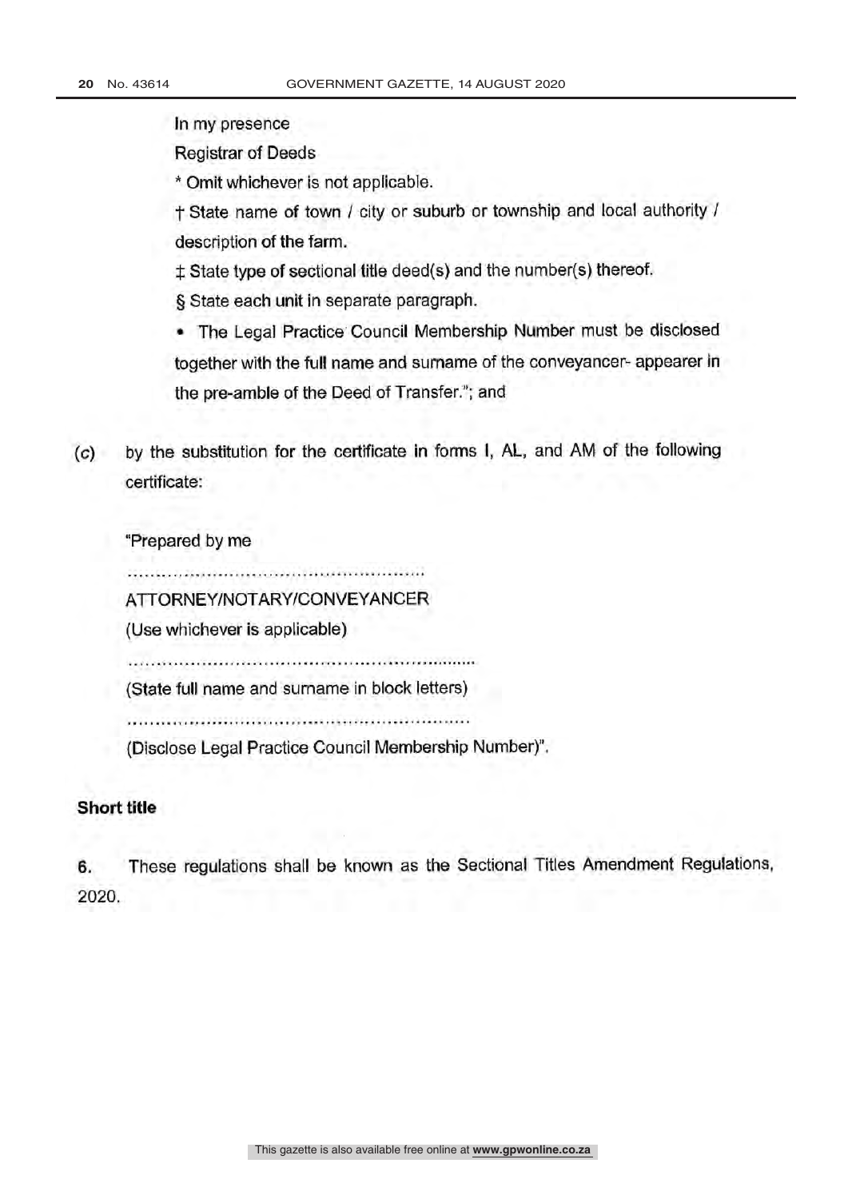In my presence

Registrar of Deeds

* Omit whichever is not applicable.

† State name of town / city or suburb or township and local authority / description of the farm.

‡ State type of sectional title deed(s) and the number(s) thereof.

§ State each unit in separate paragraph.

• The Legal Practice Council Membership Number must be disclosed together with the full name and surname of the conveyancer- appearer in the pre-amble of the Deed of Transfer."; and

(*c*) by the substitution for the certificate in forms I, AL, and AM of the following certificate:

"Prepared by me

……………………………………………

ATTORNEY/NOTARY/CONVEYANCER

(Use whichever is applicable)

……………………………………………

(State full name and surname in block letters)

……………………………………………

(Disclose Legal Practice Council Membership Number)".

**Short title**

**6.** These regulations shall be known as the Sectional Titles Amendment Regulations, 2020.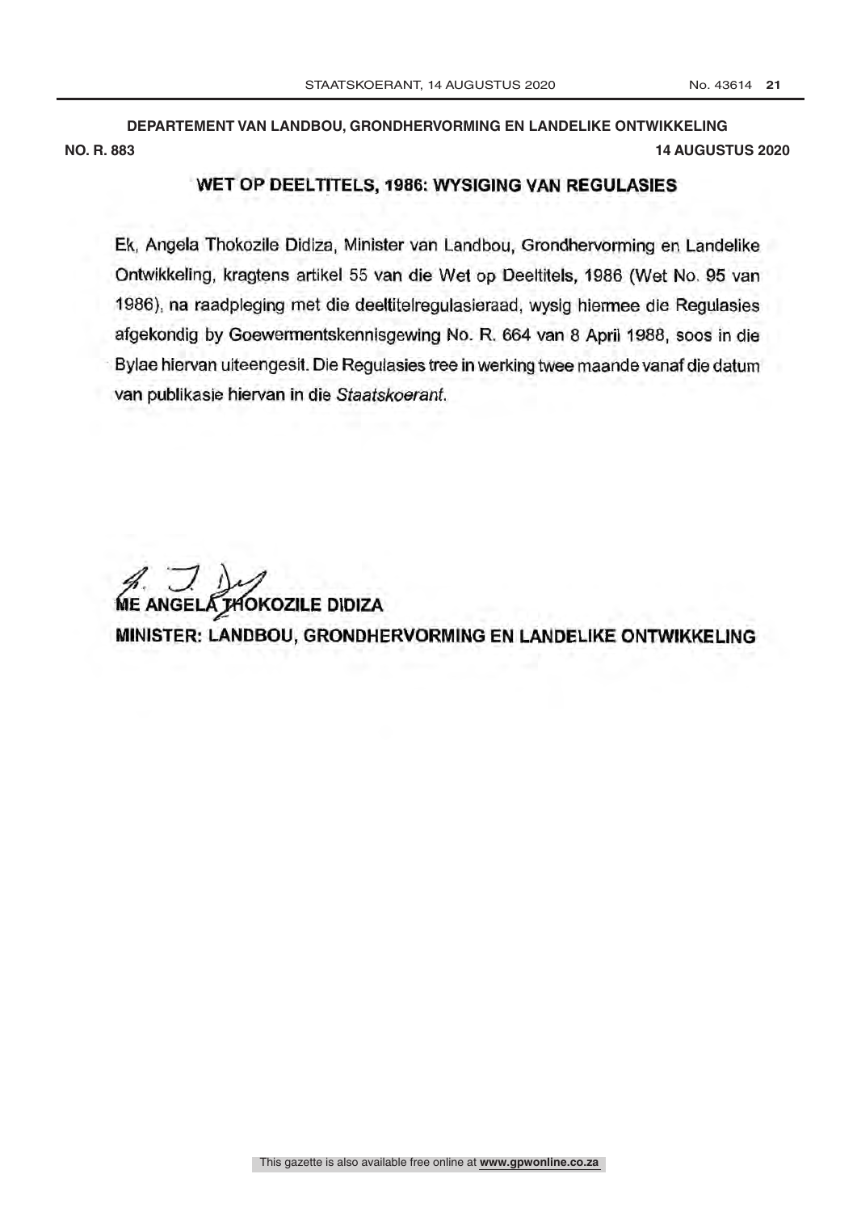**DEPARTEMENT VAN LANDBOU, GRONDHERVORMING EN LANDELIKE ONTWIKKELING**

**NO. R. 883** **14 AUGUSTUS 2020**

## WET OP DEELTITELS, 1986: WYSIGING VAN REGULASIES

Ek, Angela Thokozile Didiza, Minister van Landbou, Grondhervorming en Landelike Ontwikkeling, kragtens artikel 55 van die Wet op Deeltitels, 1986 (Wet No. 95 van 1986), na raadpleging met die deeltitelregulasieraad, wysig hiermee die Regulasies afgekondig by Goewermentskennisgewing No. R. 664 van 8 April 1988, soos in die Bylae hiervan uiteengesit. Die Regulasies tree in werking twee maande vanaf die datum van publikasie hiervan in die *Staatskoerant*.

**ME ANGELA THOKOZILE DIDIZA**
**MINISTER: LANDBOU, GRONDHERVORMING EN LANDELIKE ONTWIKKELING**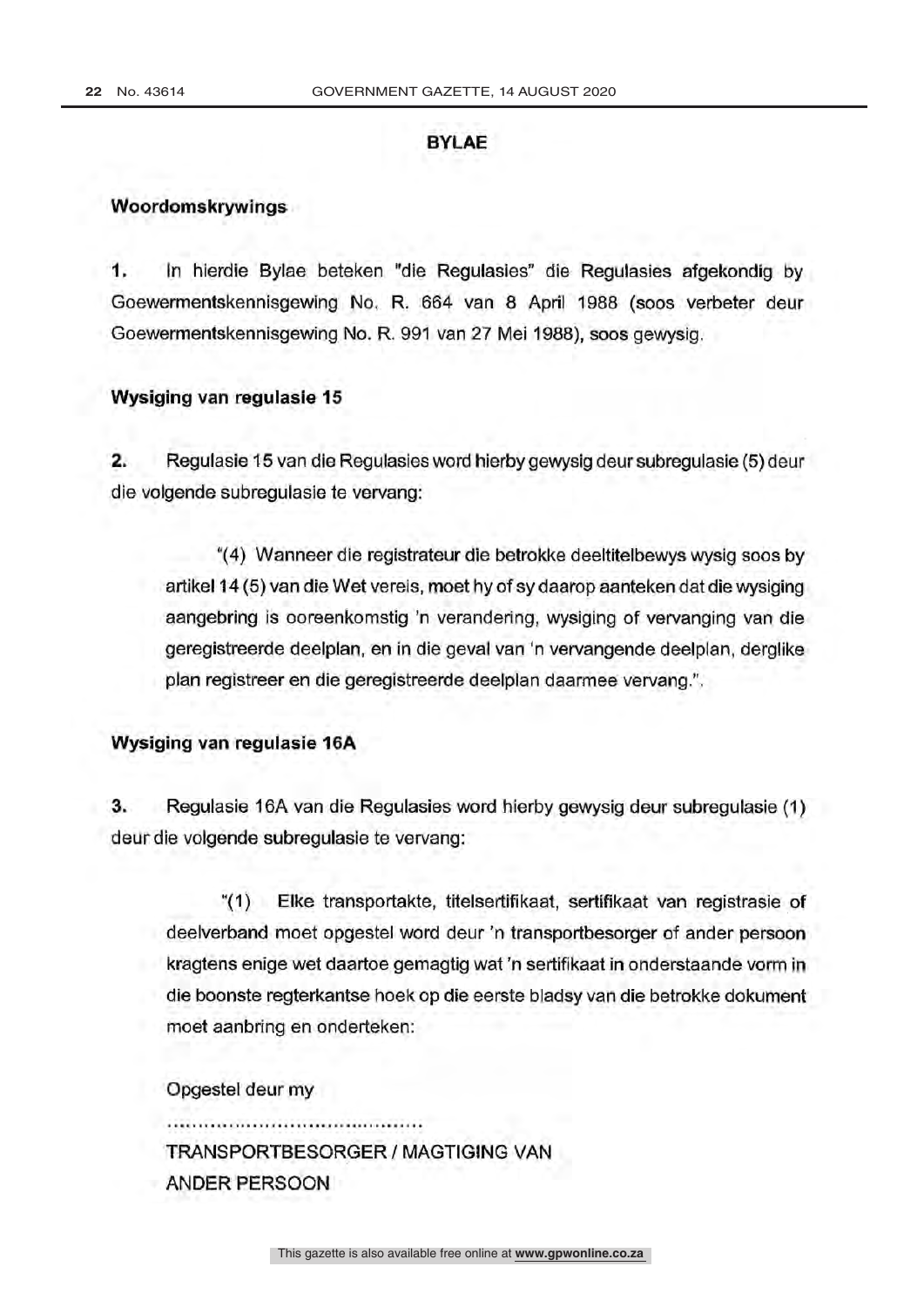## BYLAE

### Woordomskrywings

**1.** In hierdie Bylae beteken "die Regulasies" die Regulasies afgekondig by Goewermentskennisgewing No. R. 664 van 8 April 1988 (soos verbeter deur Goewermentskennisgewing No. R. 991 van 27 Mei 1988), soos gewysig.

### Wysiging van regulasie 15

**2.** Regulasie 15 van die Regulasies word hierby gewysig deur subregulasie (5) deur die volgende subregulasie te vervang:

> "(4) Wanneer die registrateur die betrokke deeltitelbewys wysig soos by artikel 14 (5) van die Wet vereis, moet hy of sy daarop aanteken dat die wysiging aangebring is ooreenkomstig 'n verandering, wysiging of vervanging van die geregistreerde deelplan, en in die geval van 'n vervangende deelplan, derglike plan registreer en die geregistreerde deelplan daarmee vervang.".

### Wysiging van regulasie 16A

**3.** Regulasie 16A van die Regulasies word hierby gewysig deur subregulasie (1) deur die volgende subregulasie te vervang:

> "(1) Elke transportakte, titelsertifikaat, sertifikaat van registrasie of deelverband moet opgestel word deur 'n transportbesorger of ander persoon kragtens enige wet daartoe gemagtig wat 'n sertifikaat in onderstaande vorm in die boonste regterkantse hoek op die eerste bladsy van die betrokke dokument moet aanbring en onderteken:
>
> Opgestel deur my
>
> ..........................................
>
> TRANSPORTBESORGER / MAGTIGING VAN
> ANDER PERSOON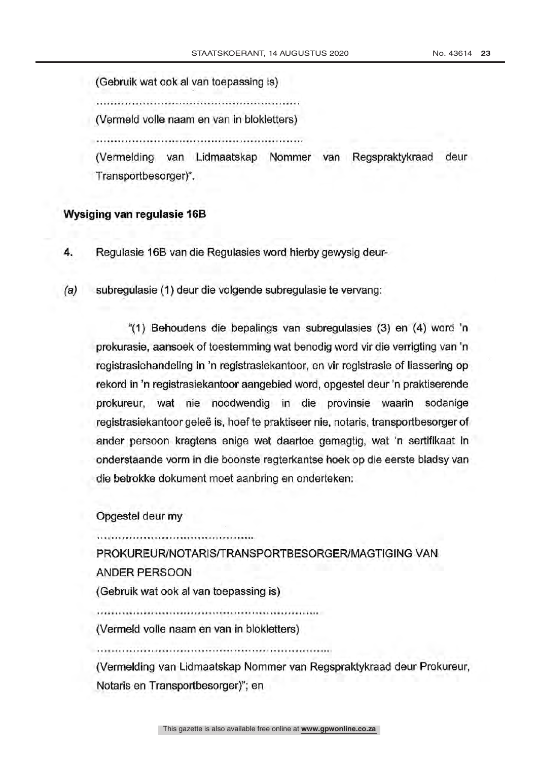(Gebruik wat ook al van toepassing is)

........................................................

(Vermeld volle naam en van in blokletters)

........................................................

(Vermelding van Lidmaatskap Nommer van Regspraktykraad deur Transportbesorger)".

**Wysiging van regulasie 16B**

**4.** Regulasie 16B van die Regulasies word hierby gewysig deur-

*(a)* subregulasie (1) deur die volgende subregulasie te vervang:

"(1) Behoudens die bepalings van subregulasies (3) en (4) word 'n prokurasie, aansoek of toestemming wat benodig word vir die verrigting van 'n registrasiehandeling in 'n registrasiekantoor, en vir registrasie of liassering op rekord in 'n registrasiekantoor aangebied word, opgestel deur 'n praktiserende prokureur, wat nie noodwendig in die provinsie waarin sodanige registrasiekantoor geleë is, hoef te praktiseer nie, notaris, transportbesorger of ander persoon kragtens enige wet daartoe gemagtig, wat 'n sertifikaat in onderstaande vorm in die boonste regterkantse hoek op die eerste bladsy van die betrokke dokument moet aanbring en onderteken:

Opgestel deur my

............................................

PROKUREUR/NOTARIS/TRANSPORTBESORGER/MAGTIGING VAN ANDER PERSOON

(Gebruik wat ook al van toepassing is)

...............................................................

(Vermeld volle naam en van in blokletters)

...................................................................

(Vermelding van Lidmaatskap Nommer van Regspraktykraad deur Prokureur, Notaris en Transportbesorger)"; en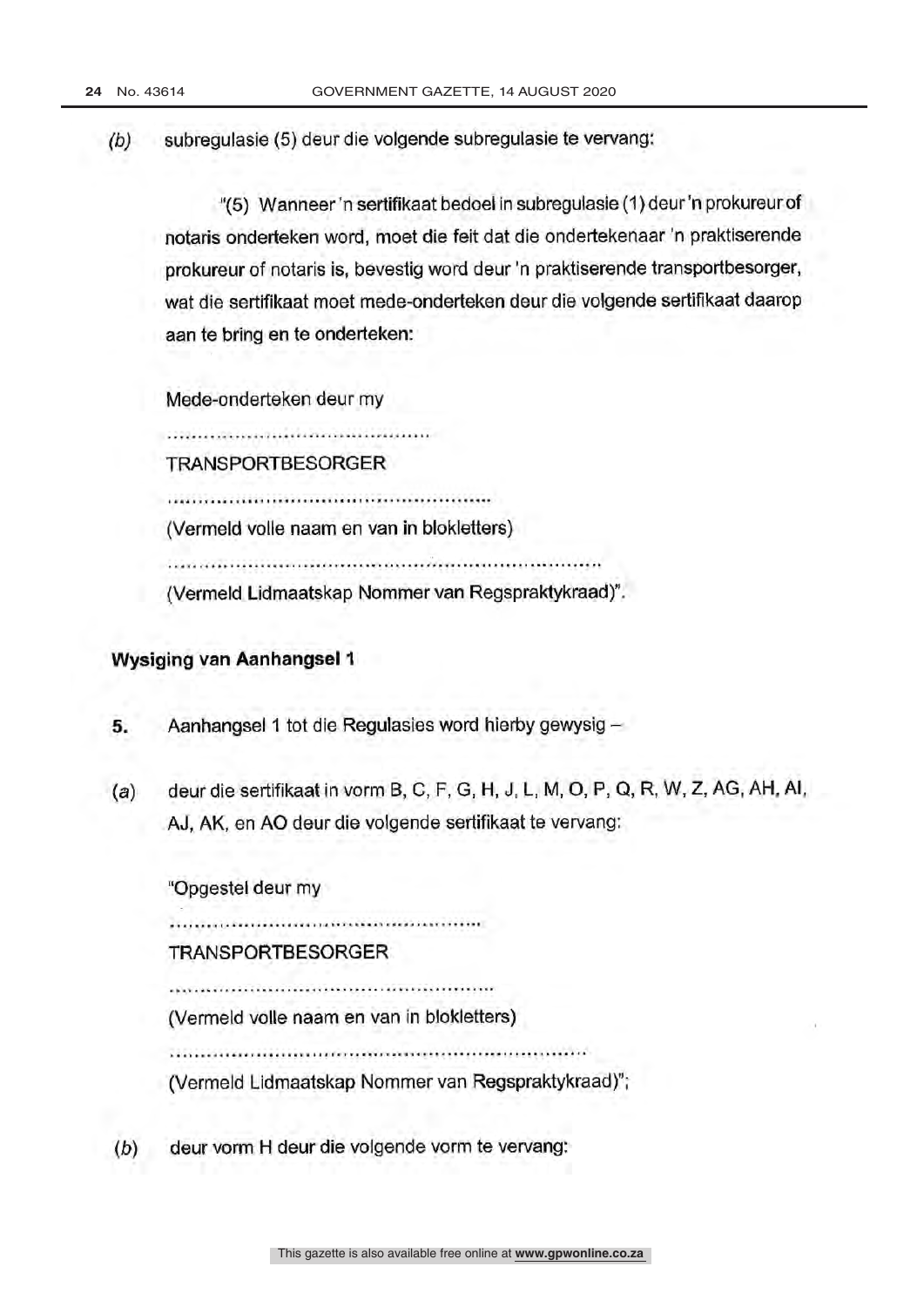*(b)* subregulasie (5) deur die volgende subregulasie te vervang:

"(5) Wanneer 'n sertifikaat bedoel in subregulasie (1) deur 'n prokureur of notaris onderteken word, moet die feit dat die ondertekenaar 'n praktiserende prokureur of notaris is, bevestig word deur 'n praktiserende transportbesorger, wat die sertifikaat moet mede-onderteken deur die volgende sertifikaat daarop aan te bring en te onderteken:

Mede-onderteken deur my

.............................................

TRANSPORTBESORGER

.....................................................

(Vermeld volle naam en van in blokletters)

........................................................................

(Vermeld Lidmaatskap Nommer van Regspraktykraad)".

**Wysiging van Aanhangsel 1**

**5.** Aanhangsel 1 tot die Regulasies word hierby gewysig –

*(a)* deur die sertifikaat in vorm B, C, F, G, H, J, L, M, O, P, Q, R, W, Z, AG, AH, AI, AJ, AK, en AO deur die volgende sertifikaat te vervang:

"Opgestel deur my

.....................................................

TRANSPORTBESORGER

.....................................................

(Vermeld volle naam en van in blokletters)

........................................................................

(Vermeld Lidmaatskap Nommer van Regspraktykraad)";

*(b)* deur vorm H deur die volgende vorm te vervang: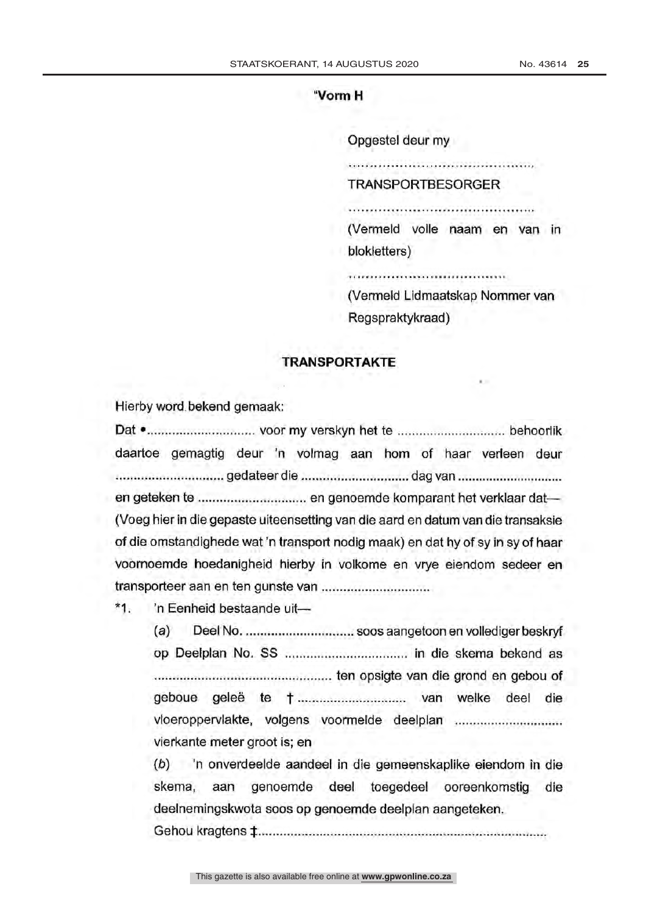"**Vorm H**

Opgestel deur my

..............................................

TRANSPORTBESORGER

..............................................

(Vermeld volle naam en van in blokletters)

..............................................

(Vermeld Lidmaatskap Nommer van Regspraktykraad)

## TRANSPORTAKTE

Hierby word bekend gemaak:

Dat •.............................. voor my verskyn het te .............................. behoorlik daartoe gemagtig deur 'n volmag aan hom of haar verleen deur .............................. gedateer die .............................. dag van .............................. en geteken te .............................. en genoemde komparant het verklaar dat— (Voeg hier in die gepaste uiteensetting van die aard en datum van die transaksie of die omstandighede wat 'n transport nodig maak) en dat hy of sy in sy of haar voornoemde hoedanigheid hierby in volkome en vrye eiendom sedeer en transporteer aan en ten gunste van ..............................

*1. 'n Eenheid bestaande uit—

(*a*) Deel No. .............................. soos aangetoon en vollediger beskryf op Deelplan No. SS .............................. in die skema bekend as ................................................ ten opsigte van die grond en gebou of geboue geleë te † .............................. van welke deel die vloeroppervlakte, volgens voormelde deelplan .............................. vierkante meter groot is; en

(*b*) 'n onverdeelde aandeel in die gemeenskaplike eiendom in die skema, aan genoemde deel toegedeel ooreenkomstig die deelnemingskwota soos op genoemde deelplan aangeteken.

Gehou kragtens ‡..............................................................................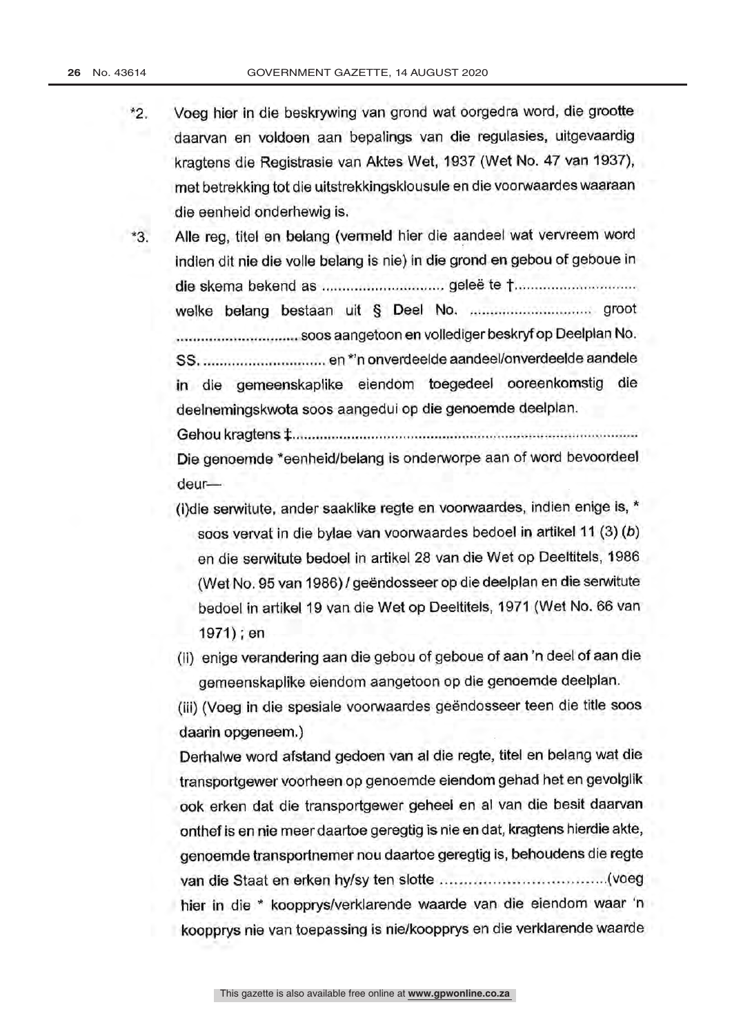*2. Voeg hier in die beskrywing van grond wat oorgedra word, die grootte daarvan en voldoen aan bepalings van die regulasies, uitgevaardig kragtens die Registrasie van Aktes Wet, 1937 (Wet No. 47 van 1937), met betrekking tot die uitstrekkingsklousule en die voorwaardes waaraan die eenheid onderhewig is.

*3. Alle reg, titel en belang (vermeld hier die aandeel wat vervreem word indien dit nie die volle belang is nie) in die grond en gebou of geboue in die skema bekend as .............................. geleë te †.............................. welke belang bestaan uit § Deel No. .............................. groot .............................. soos aangetoon en vollediger beskryf op Deelplan No. SS. .............................. en *'n onverdeelde aandeel/onverdeelde aandele in die gemeenskaplike eiendom toegedeel ooreenkomstig die deelnemingskwota soos aangedui op die genoemde deelplan.

Gehou kragtens ‡..........................................................................................

Die genoemde *eenheid/belang is onderworpe aan of word bevoordeel deur—

(i)die serwitute, ander saaklike regte en voorwaardes, indien enige is, * soos vervat in die bylae van voorwaardes bedoel in artikel 11 (3) (*b*) en die serwitute bedoel in artikel 28 van die Wet op Deeltitels, 1986 (Wet No. 95 van 1986) / geëndosseer op die deelplan en die serwitute bedoel in artikel 19 van die Wet op Deeltitels, 1971 (Wet No. 66 van 1971) ; en

(ii) enige verandering aan die gebou of geboue of aan 'n deel of aan die gemeenskaplike eiendom aangetoon op die genoemde deelplan.

(iii) (Voeg in die spesiale voorwaardes geëndosseer teen die title soos daarin opgeneem.)

Derhalwe word afstand gedoen van al die regte, titel en belang wat die transportgewer voorheen op genoemde eiendom gehad het en gevolglik ook erken dat die transportgewer geheel en al van die besit daarvan onthef is en nie meer daartoe geregtig is nie en dat, kragtens hierdie akte, genoemde transportnemer nou daartoe geregtig is, behoudens die regte van die Staat en erken hy/sy ten slotte ...................................(voeg hier in die * koopprys/verklarende waarde van die eiendom waar 'n koopprys nie van toepassing is nie/koopprys en die verklarende waarde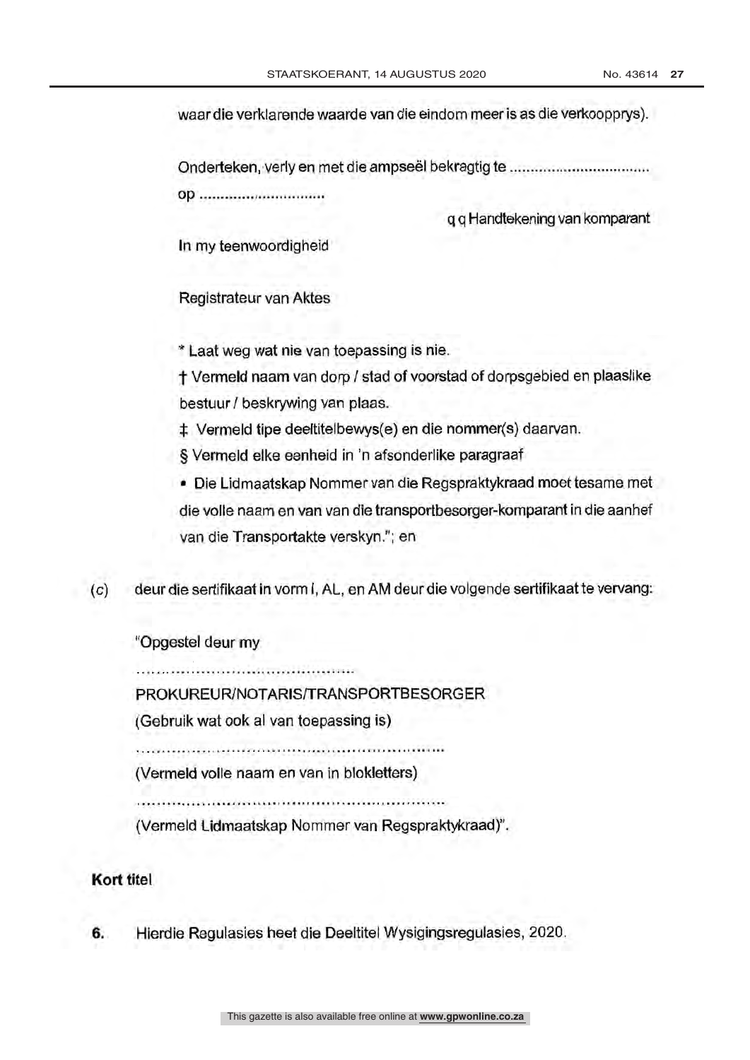waar die verklarende waarde van die eindom meer is as die verkoopprys).

Onderteken, verly en met die ampseël bekragtig te ..................................
op ..............................

q q Handtekening van komparant

In my teenwoordigheid

Registrateur van Aktes

* Laat weg wat nie van toepassing is nie.

† Vermeld naam van dorp / stad of voorstad of dorpsgebied en plaaslike bestuur / beskrywing van plaas.

‡ Vermeld tipe deeltitelbewys(e) en die nommer(s) daarvan.

§ Vermeld elke eenheid in 'n afsonderlike paragraaf

• Die Lidmaatskap Nommer van die Regspraktykraad moet tesame met die volle naam en van van die transportbesorger-komparant in die aanhef van die Transportakte verskyn."; en

(c) deur die sertifikaat in vorm I, AL, en AM deur die volgende sertifikaat te vervang:

"Opgestel deur my

............................................

PROKUREUR/NOTARIS/TRANSPORTBESORGER

(Gebruik wat ook al van toepassing is)

..............................................................

(Vermeld volle naam en van in blokletters)

..............................................................

(Vermeld Lidmaatskap Nommer van Regspraktykraad)".

**Kort titel**

**6.** Hierdie Regulasies heet die Deeltitel Wysigingsregulasies, 2020.